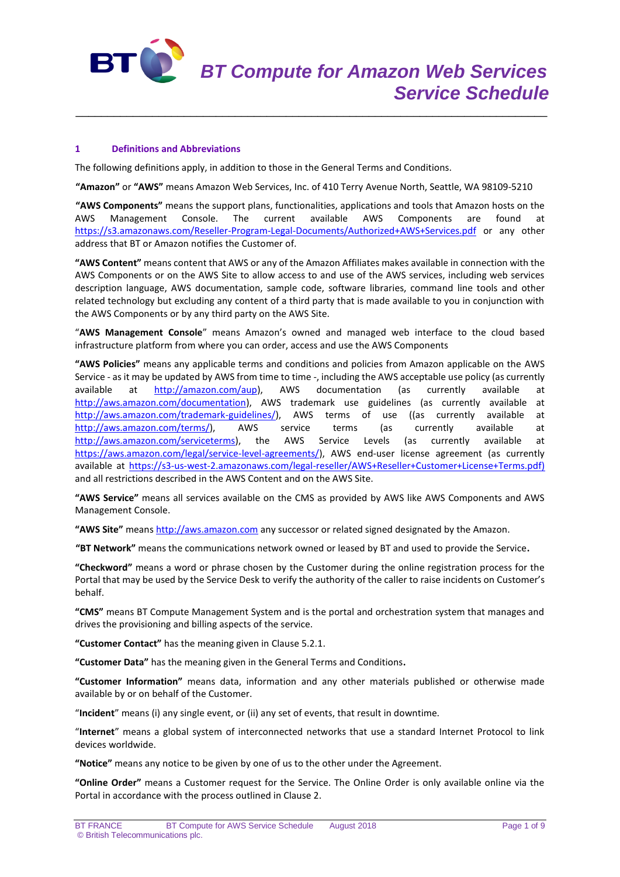# BT Compute for Amazon Web Services Service Schedule

## 1 Definitions and Abbreviations

The following definitions apply, in addition to those in the General Terms and Conditions.

**"Amazon"** or **"AWS"** means Amazon Web Services, Inc. of 410 Terry Avenue North, Seattle, WA 98109-5210

**"AWS Components"** means the support plans, functionalities, applications and tools that Amazon hosts on the AWS Management Console. The current available AWS Components are found at https://s3.amazonaws.com/Reseller-Program-Legal-Documents/Authorized+AWS+Services.pdf or any other address that BT or Amazon notifies the Customer of.

**"AWS Content"** means content that AWS or any of the Amazon Affiliates makes available in connection with the AWS Components or on the AWS Site to allow access to and use of the AWS services, including web services description language, AWS documentation, sample code, software libraries, command line tools and other related technology but excluding any content of a third party that is made available to you in conjunction with the AWS Components or by any third party on the AWS Site.

"**AWS Management Console**" means Amazon's owned and managed web interface to the cloud based infrastructure platform from where you can order, access and use the AWS Components

**"AWS Policies"** means any applicable terms and conditions and policies from Amazon applicable on the AWS Service - as it may be updated by AWS from time to time -, including the AWS acceptable use policy (as currently available at http://amazon.com/aup), AWS documentation (as currently available at http://aws.amazon.com/documentation), AWS trademark use guidelines (as currently available at http://aws.amazon.com/trademark-guidelines/), AWS terms of use ((as currently available at http://aws.amazon.com/terms/), AWS service terms (as currently available at http://aws.amazon.com/serviceterms), the AWS Service Levels (as currently available at https://aws.amazon.com/legal/service-level-agreements/), AWS end-user license agreement (as currently available at https://s3-us-west-2.amazonaws.com/legal-reseller/AWS+Reseller+Customer+License+Terms.pdf) and all restrictions described in the AWS Content and on the AWS Site.

**"AWS Service"** means all services available on the CMS as provided by AWS like AWS Components and AWS Management Console.

**"AWS Site"** means http://aws.amazon.com any successor or related signed designated by the Amazon.

**"BT Network"** means the communications network owned or leased by BT and used to provide the Service**.**

**"Checkword"** means a word or phrase chosen by the Customer during the online registration process for the Portal that may be used by the Service Desk to verify the authority of the caller to raise incidents on Customer's behalf.

**"CMS"** means BT Compute Management System and is the portal and orchestration system that manages and drives the provisioning and billing aspects of the service.

**"Customer Contact"** has the meaning given in Clause 5.2.1.

**"Customer Data"** has the meaning given in the General Terms and Conditions**.**

**"Customer Information"** means data, information and any other materials published or otherwise made available by or on behalf of the Customer.

"**Incident**" means (i) any single event, or (ii) any set of events, that result in downtime.

"**Internet**" means a global system of interconnected networks that use a standard Internet Protocol to link devices worldwide.

**"Notice"** means any notice to be given by one of us to the other under the Agreement.

**"Online Order"** means a Customer request for the Service. The Online Order is only available online via the Portal in accordance with the process outlined in Clause 2.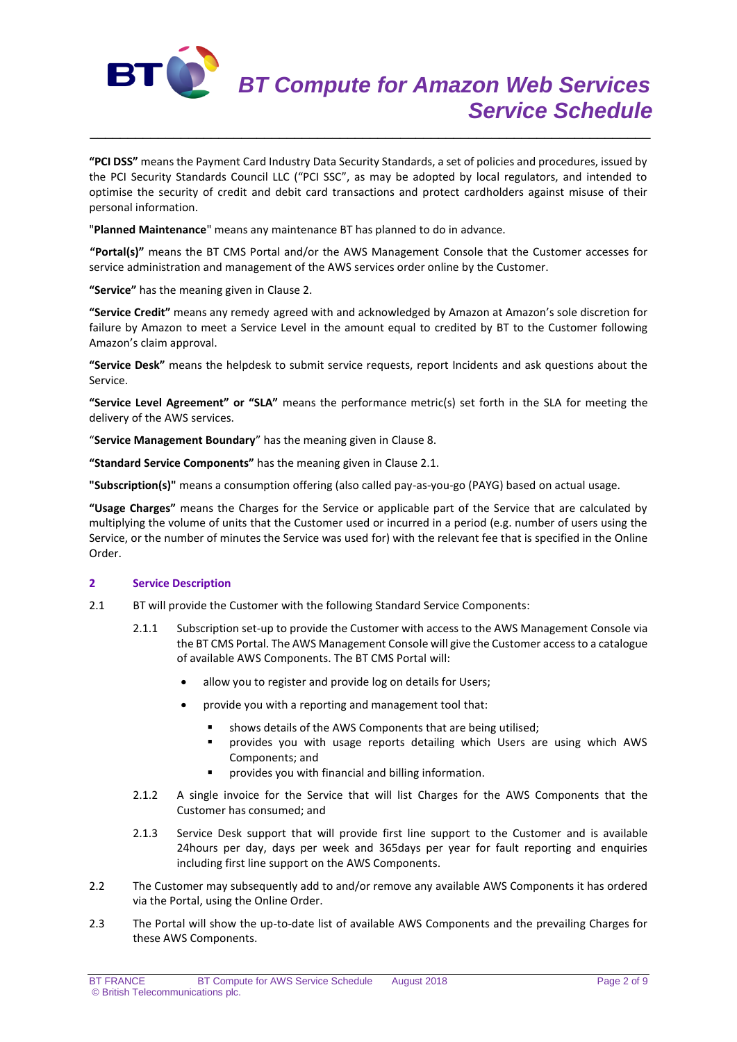**"PCI DSS"** means the Payment Card Industry Data Security Standards, a set of policies and procedures, issued by the PCI Security Standards Council LLC ("PCI SSC", as may be adopted by local regulators, and intended to optimise the security of credit and debit card transactions and protect cardholders against misuse of their personal information.

"**Planned Maintenance**" means any maintenance BT has planned to do in advance.

**"Portal(s)"** means the BT CMS Portal and/or the AWS Management Console that the Customer accesses for service administration and management of the AWS services order online by the Customer.

**"Service"** has the meaning given in Clause 2.

**"Service Credit"** means any remedy agreed with and acknowledged by Amazon at Amazon's sole discretion for failure by Amazon to meet a Service Level in the amount equal to credited by BT to the Customer following Amazon's claim approval.

**"Service Desk"** means the helpdesk to submit service requests, report Incidents and ask questions about the Service.

**"Service Level Agreement" or "SLA"** means the performance metric(s) set forth in the SLA for meeting the delivery of the AWS services.

"**Service Management Boundary**" has the meaning given in Clause 8.

**"Standard Service Components"** has the meaning given in Clause 2.1.

**"Subscription(s)"** means a consumption offering (also called pay-as-you-go (PAYG) based on actual usage.

**"Usage Charges"** means the Charges for the Service or applicable part of the Service that are calculated by multiplying the volume of units that the Customer used or incurred in a period (e.g. number of users using the Service, or the number of minutes the Service was used for) with the relevant fee that is specified in the Online Order.

## 2 Service Description

2.1 BT will provide the Customer with the following Standard Service Components:

2.1.1 Subscription set-up to provide the Customer with access to the AWS Management Console via the BT CMS Portal. The AWS Management Console will give the Customer access to a catalogue of available AWS Components. The BT CMS Portal will:

- allow you to register and provide log on details for Users;
- provide you with a reporting and management tool that:
  - shows details of the AWS Components that are being utilised;
  - provides you with usage reports detailing which Users are using which AWS Components; and
  - provides you with financial and billing information.

2.1.2 A single invoice for the Service that will list Charges for the AWS Components that the Customer has consumed; and

2.1.3 Service Desk support that will provide first line support to the Customer and is available 24hours per day, days per week and 365days per year for fault reporting and enquiries including first line support on the AWS Components.

2.2 The Customer may subsequently add to and/or remove any available AWS Components it has ordered via the Portal, using the Online Order.

2.3 The Portal will show the up-to-date list of available AWS Components and the prevailing Charges for these AWS Components.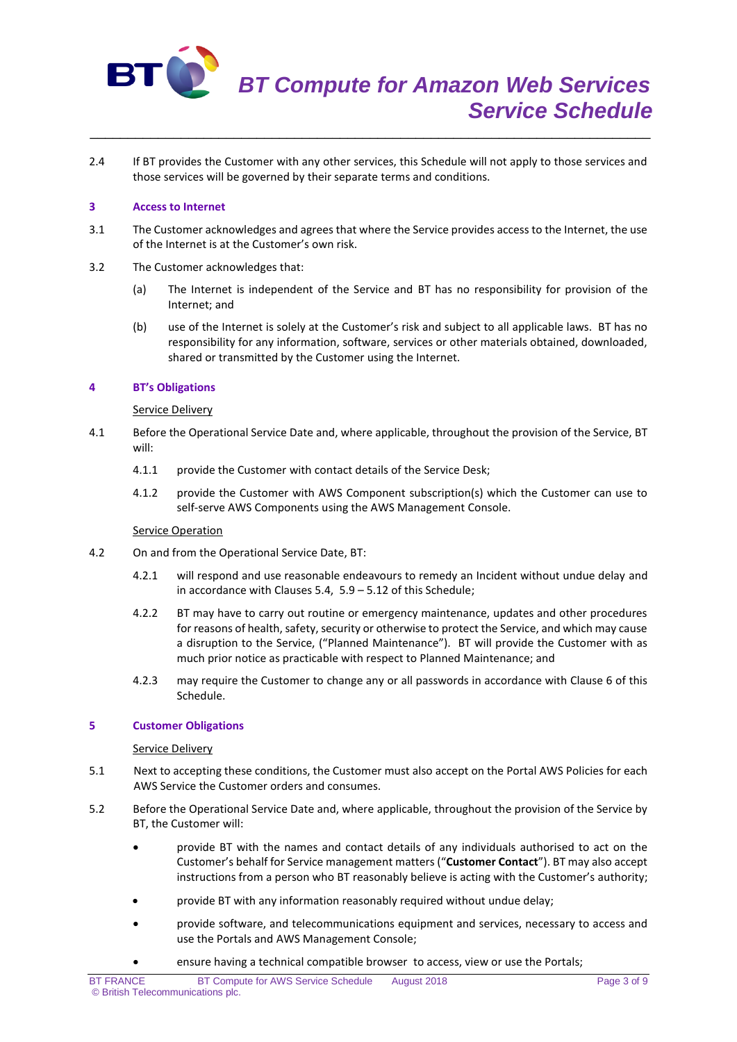2.4 If BT provides the Customer with any other services, this Schedule will not apply to those services and those services will be governed by their separate terms and conditions.

## 3 Access to Internet

3.1 The Customer acknowledges and agrees that where the Service provides access to the Internet, the use of the Internet is at the Customer's own risk.

3.2 The Customer acknowledges that:

(a) The Internet is independent of the Service and BT has no responsibility for provision of the Internet; and

(b) use of the Internet is solely at the Customer's risk and subject to all applicable laws. BT has no responsibility for any information, software, services or other materials obtained, downloaded, shared or transmitted by the Customer using the Internet.

## 4 BT's Obligations

Service Delivery

4.1 Before the Operational Service Date and, where applicable, throughout the provision of the Service, BT will:

4.1.1 provide the Customer with contact details of the Service Desk;

4.1.2 provide the Customer with AWS Component subscription(s) which the Customer can use to self-serve AWS Components using the AWS Management Console.

Service Operation

4.2 On and from the Operational Service Date, BT:

4.2.1 will respond and use reasonable endeavours to remedy an Incident without undue delay and in accordance with Clauses 5.4, 5.9 – 5.12 of this Schedule;

4.2.2 BT may have to carry out routine or emergency maintenance, updates and other procedures for reasons of health, safety, security or otherwise to protect the Service, and which may cause a disruption to the Service, ("Planned Maintenance"). BT will provide the Customer with as much prior notice as practicable with respect to Planned Maintenance; and

4.2.3 may require the Customer to change any or all passwords in accordance with Clause 6 of this Schedule.

## 5 Customer Obligations

Service Delivery

5.1 Next to accepting these conditions, the Customer must also accept on the Portal AWS Policies for each AWS Service the Customer orders and consumes.

5.2 Before the Operational Service Date and, where applicable, throughout the provision of the Service by BT, the Customer will:

- provide BT with the names and contact details of any individuals authorised to act on the Customer's behalf for Service management matters ("**Customer Contact**"). BT may also accept instructions from a person who BT reasonably believe is acting with the Customer's authority;
- provide BT with any information reasonably required without undue delay;
- provide software, and telecommunications equipment and services, necessary to access and use the Portals and AWS Management Console;
- ensure having a technical compatible browser to access, view or use the Portals;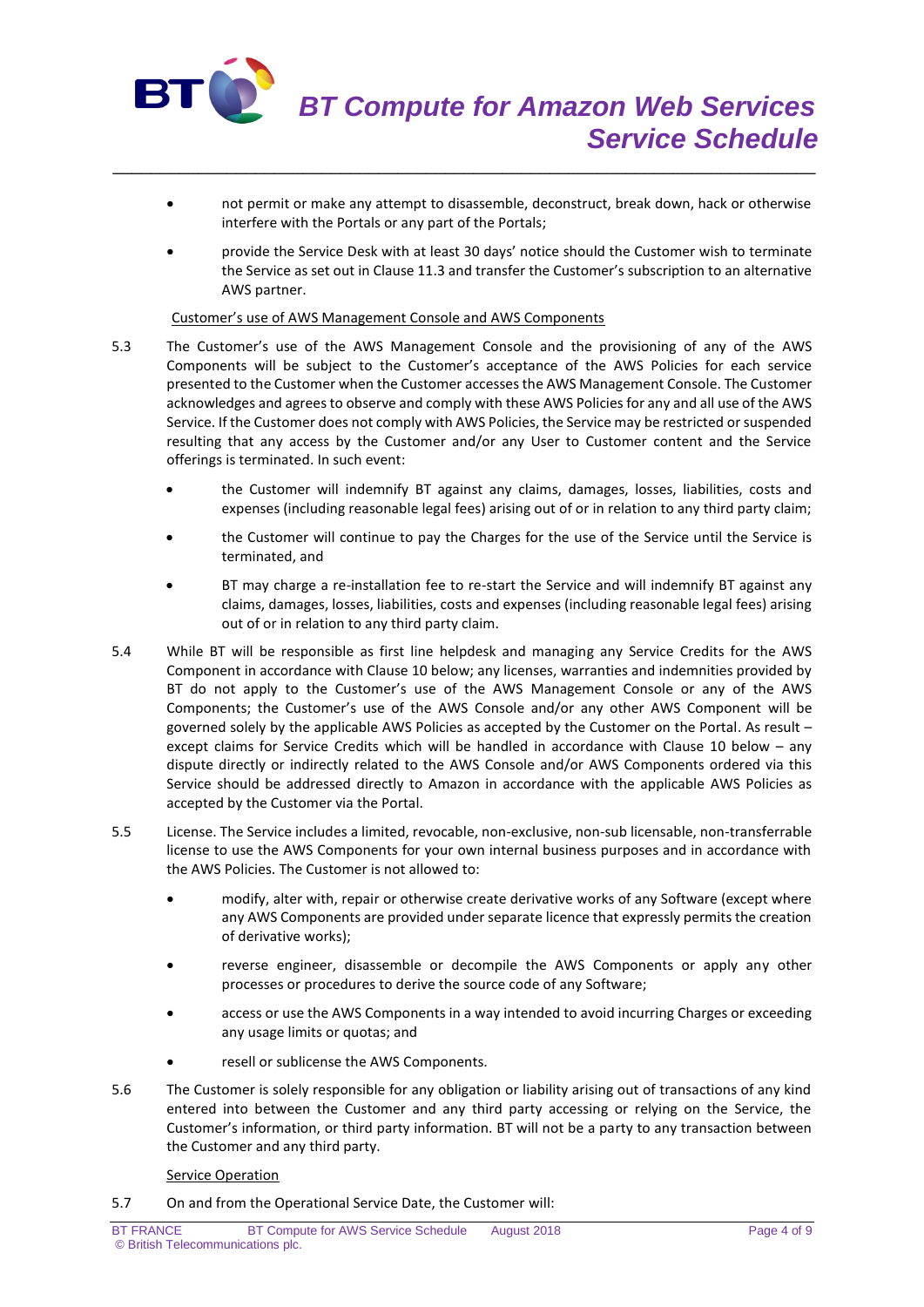- not permit or make any attempt to disassemble, deconstruct, break down, hack or otherwise interfere with the Portals or any part of the Portals;
- provide the Service Desk with at least 30 days' notice should the Customer wish to terminate the Service as set out in Clause 11.3 and transfer the Customer's subscription to an alternative AWS partner.

Customer's use of AWS Management Console and AWS Components

5.3 The Customer's use of the AWS Management Console and the provisioning of any of the AWS Components will be subject to the Customer's acceptance of the AWS Policies for each service presented to the Customer when the Customer accesses the AWS Management Console. The Customer acknowledges and agrees to observe and comply with these AWS Policies for any and all use of the AWS Service. If the Customer does not comply with AWS Policies, the Service may be restricted or suspended resulting that any access by the Customer and/or any User to Customer content and the Service offerings is terminated. In such event:

- the Customer will indemnify BT against any claims, damages, losses, liabilities, costs and expenses (including reasonable legal fees) arising out of or in relation to any third party claim;
- the Customer will continue to pay the Charges for the use of the Service until the Service is terminated, and
- BT may charge a re-installation fee to re-start the Service and will indemnify BT against any claims, damages, losses, liabilities, costs and expenses (including reasonable legal fees) arising out of or in relation to any third party claim.

5.4 While BT will be responsible as first line helpdesk and managing any Service Credits for the AWS Component in accordance with Clause 10 below; any licenses, warranties and indemnities provided by BT do not apply to the Customer's use of the AWS Management Console or any of the AWS Components; the Customer's use of the AWS Console and/or any other AWS Component will be governed solely by the applicable AWS Policies as accepted by the Customer on the Portal. As result – except claims for Service Credits which will be handled in accordance with Clause 10 below – any dispute directly or indirectly related to the AWS Console and/or AWS Components ordered via this Service should be addressed directly to Amazon in accordance with the applicable AWS Policies as accepted by the Customer via the Portal.

5.5 License. The Service includes a limited, revocable, non-exclusive, non-sub licensable, non-transferrable license to use the AWS Components for your own internal business purposes and in accordance with the AWS Policies. The Customer is not allowed to:

- modify, alter with, repair or otherwise create derivative works of any Software (except where any AWS Components are provided under separate licence that expressly permits the creation of derivative works);
- reverse engineer, disassemble or decompile the AWS Components or apply any other processes or procedures to derive the source code of any Software;
- access or use the AWS Components in a way intended to avoid incurring Charges or exceeding any usage limits or quotas; and
- resell or sublicense the AWS Components.

5.6 The Customer is solely responsible for any obligation or liability arising out of transactions of any kind entered into between the Customer and any third party accessing or relying on the Service, the Customer's information, or third party information. BT will not be a party to any transaction between the Customer and any third party.

Service Operation

5.7 On and from the Operational Service Date, the Customer will: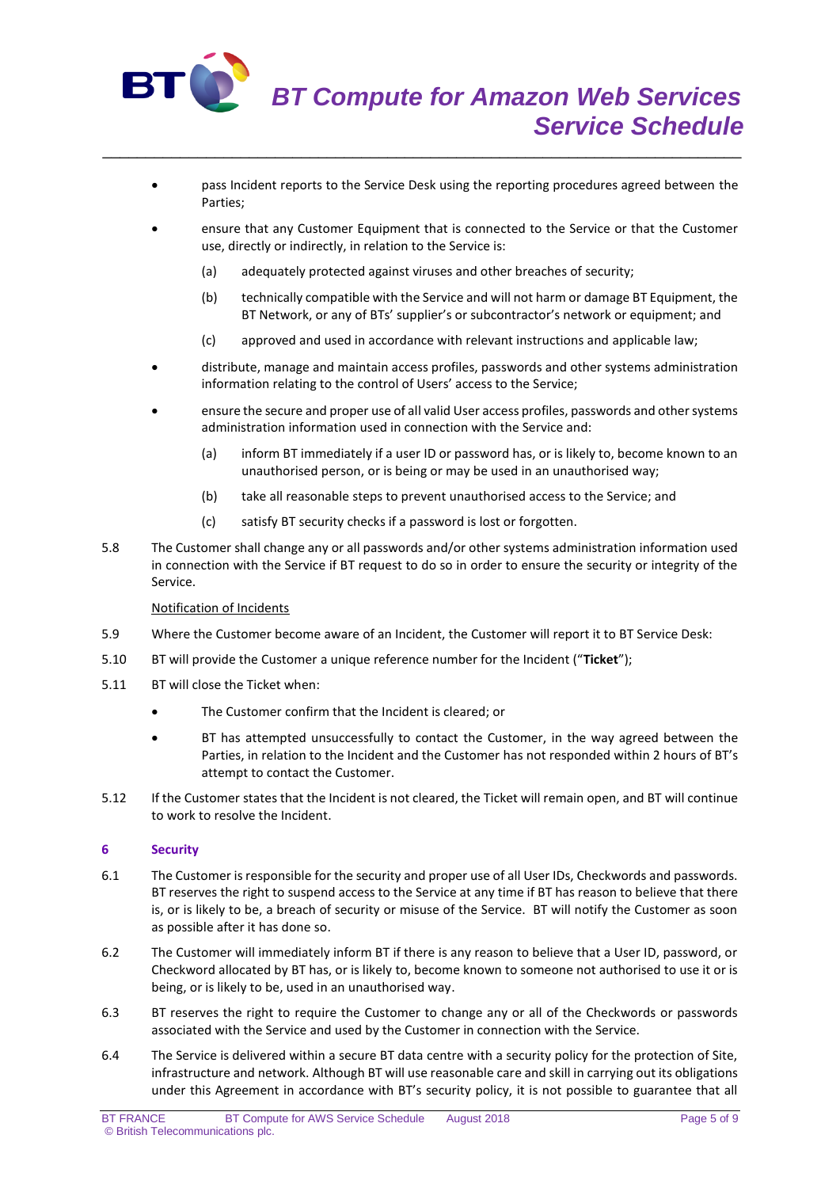- pass Incident reports to the Service Desk using the reporting procedures agreed between the Parties;
- ensure that any Customer Equipment that is connected to the Service or that the Customer use, directly or indirectly, in relation to the Service is:
  - (a) adequately protected against viruses and other breaches of security;
  - (b) technically compatible with the Service and will not harm or damage BT Equipment, the BT Network, or any of BTs' supplier's or subcontractor's network or equipment; and
  - (c) approved and used in accordance with relevant instructions and applicable law;
- distribute, manage and maintain access profiles, passwords and other systems administration information relating to the control of Users' access to the Service;
- ensure the secure and proper use of all valid User access profiles, passwords and other systems administration information used in connection with the Service and:
  - (a) inform BT immediately if a user ID or password has, or is likely to, become known to an unauthorised person, or is being or may be used in an unauthorised way;
  - (b) take all reasonable steps to prevent unauthorised access to the Service; and
  - (c) satisfy BT security checks if a password is lost or forgotten.

5.8 The Customer shall change any or all passwords and/or other systems administration information used in connection with the Service if BT request to do so in order to ensure the security or integrity of the Service.

Notification of Incidents

5.9 Where the Customer become aware of an Incident, the Customer will report it to BT Service Desk:

5.10 BT will provide the Customer a unique reference number for the Incident ("**Ticket**");

5.11 BT will close the Ticket when:

- The Customer confirm that the Incident is cleared; or
- BT has attempted unsuccessfully to contact the Customer, in the way agreed between the Parties, in relation to the Incident and the Customer has not responded within 2 hours of BT's attempt to contact the Customer.

5.12 If the Customer states that the Incident is not cleared, the Ticket will remain open, and BT will continue to work to resolve the Incident.

## 6 Security

6.1 The Customer is responsible for the security and proper use of all User IDs, Checkwords and passwords. BT reserves the right to suspend access to the Service at any time if BT has reason to believe that there is, or is likely to be, a breach of security or misuse of the Service. BT will notify the Customer as soon as possible after it has done so.

6.2 The Customer will immediately inform BT if there is any reason to believe that a User ID, password, or Checkword allocated by BT has, or is likely to, become known to someone not authorised to use it or is being, or is likely to be, used in an unauthorised way.

6.3 BT reserves the right to require the Customer to change any or all of the Checkwords or passwords associated with the Service and used by the Customer in connection with the Service.

6.4 The Service is delivered within a secure BT data centre with a security policy for the protection of Site, infrastructure and network. Although BT will use reasonable care and skill in carrying out its obligations under this Agreement in accordance with BT's security policy, it is not possible to guarantee that all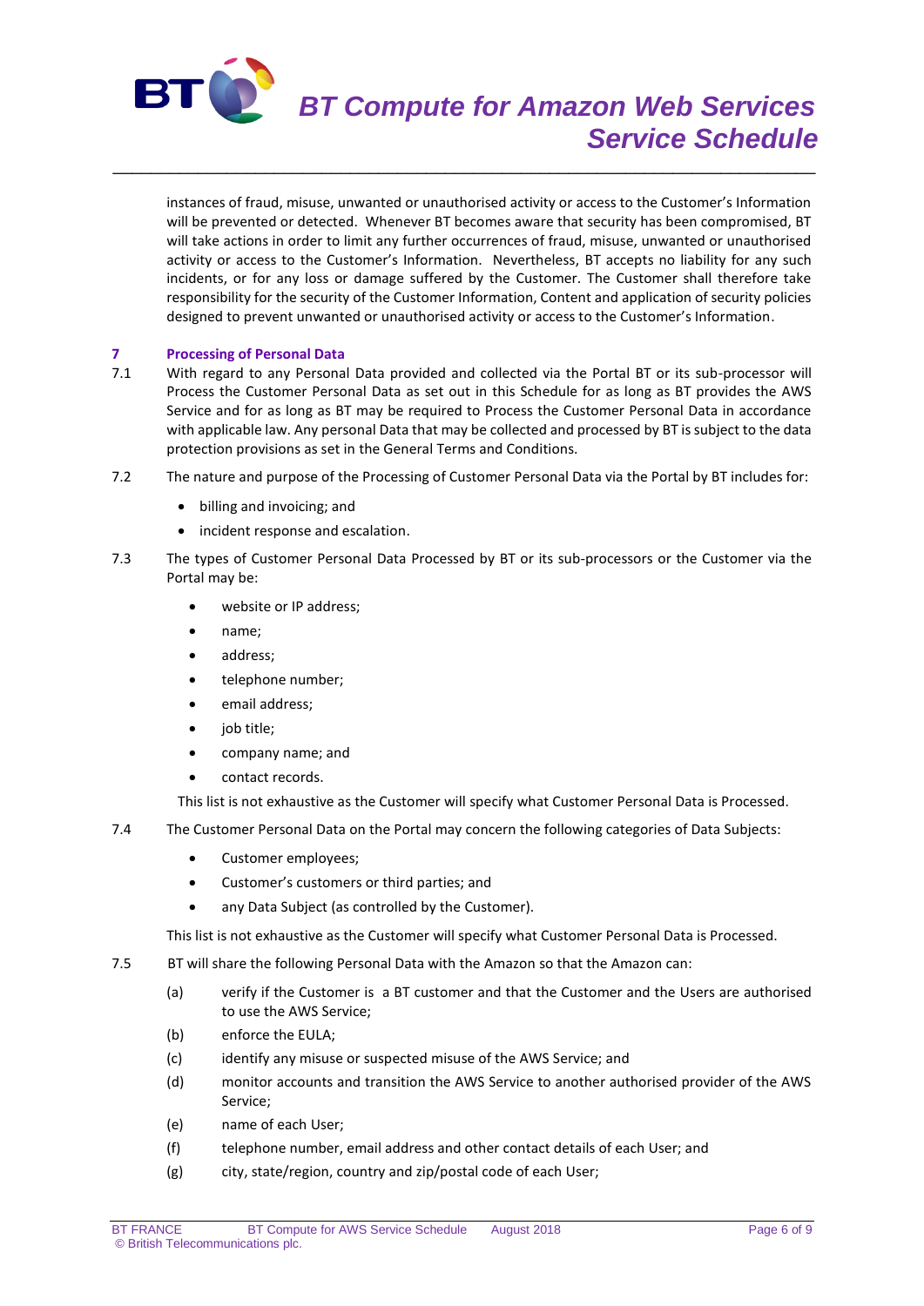instances of fraud, misuse, unwanted or unauthorised activity or access to the Customer's Information will be prevented or detected. Whenever BT becomes aware that security has been compromised, BT will take actions in order to limit any further occurrences of fraud, misuse, unwanted or unauthorised activity or access to the Customer's Information. Nevertheless, BT accepts no liability for any such incidents, or for any loss or damage suffered by the Customer. The Customer shall therefore take responsibility for the security of the Customer Information, Content and application of security policies designed to prevent unwanted or unauthorised activity or access to the Customer's Information.

## 7 Processing of Personal Data

7.1 With regard to any Personal Data provided and collected via the Portal BT or its sub-processor will Process the Customer Personal Data as set out in this Schedule for as long as BT provides the AWS Service and for as long as BT may be required to Process the Customer Personal Data in accordance with applicable law. Any personal Data that may be collected and processed by BT is subject to the data protection provisions as set in the General Terms and Conditions.

7.2 The nature and purpose of the Processing of Customer Personal Data via the Portal by BT includes for:

- billing and invoicing; and
- incident response and escalation.

7.3 The types of Customer Personal Data Processed by BT or its sub-processors or the Customer via the Portal may be:

- website or IP address;
- name;
- address;
- telephone number;
- email address;
- job title;
- company name; and
- contact records.

This list is not exhaustive as the Customer will specify what Customer Personal Data is Processed.

7.4 The Customer Personal Data on the Portal may concern the following categories of Data Subjects:

- Customer employees;
- Customer's customers or third parties; and
- any Data Subject (as controlled by the Customer).

This list is not exhaustive as the Customer will specify what Customer Personal Data is Processed.

7.5 BT will share the following Personal Data with the Amazon so that the Amazon can:

(a) verify if the Customer is a BT customer and that the Customer and the Users are authorised to use the AWS Service;

(b) enforce the EULA;

(c) identify any misuse or suspected misuse of the AWS Service; and

(d) monitor accounts and transition the AWS Service to another authorised provider of the AWS Service;

(e) name of each User;

(f) telephone number, email address and other contact details of each User; and

(g) city, state/region, country and zip/postal code of each User;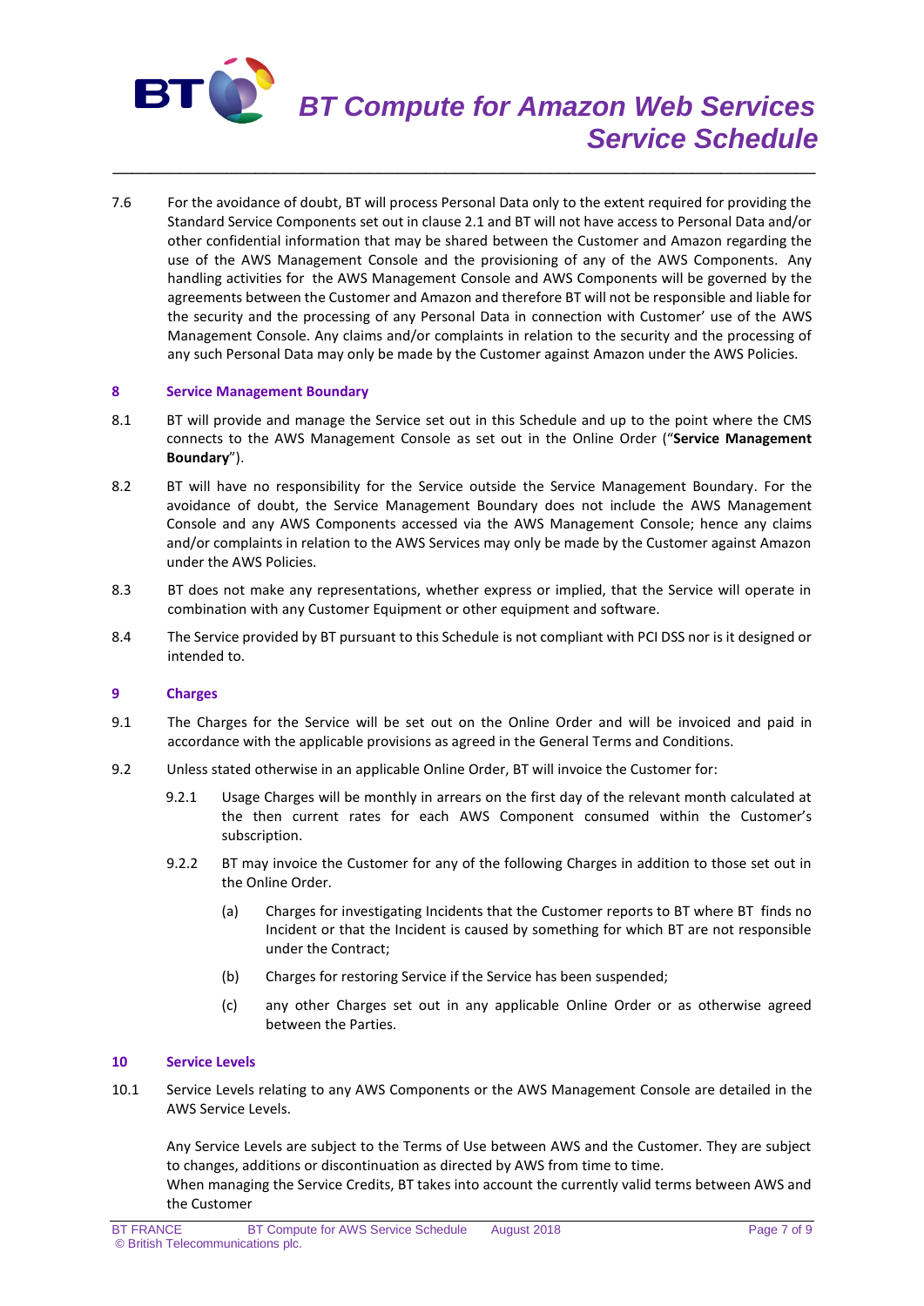7.6 For the avoidance of doubt, BT will process Personal Data only to the extent required for providing the Standard Service Components set out in clause 2.1 and BT will not have access to Personal Data and/or other confidential information that may be shared between the Customer and Amazon regarding the use of the AWS Management Console and the provisioning of any of the AWS Components. Any handling activities for the AWS Management Console and AWS Components will be governed by the agreements between the Customer and Amazon and therefore BT will not be responsible and liable for the security and the processing of any Personal Data in connection with Customer' use of the AWS Management Console. Any claims and/or complaints in relation to the security and the processing of any such Personal Data may only be made by the Customer against Amazon under the AWS Policies.

## 8 Service Management Boundary

8.1 BT will provide and manage the Service set out in this Schedule and up to the point where the CMS connects to the AWS Management Console as set out in the Online Order ("**Service Management Boundary**").

8.2 BT will have no responsibility for the Service outside the Service Management Boundary. For the avoidance of doubt, the Service Management Boundary does not include the AWS Management Console and any AWS Components accessed via the AWS Management Console; hence any claims and/or complaints in relation to the AWS Services may only be made by the Customer against Amazon under the AWS Policies.

8.3 BT does not make any representations, whether express or implied, that the Service will operate in combination with any Customer Equipment or other equipment and software.

8.4 The Service provided by BT pursuant to this Schedule is not compliant with PCI DSS nor is it designed or intended to.

## 9 Charges

9.1 The Charges for the Service will be set out on the Online Order and will be invoiced and paid in accordance with the applicable provisions as agreed in the General Terms and Conditions.

9.2 Unless stated otherwise in an applicable Online Order, BT will invoice the Customer for:

9.2.1 Usage Charges will be monthly in arrears on the first day of the relevant month calculated at the then current rates for each AWS Component consumed within the Customer's subscription.

9.2.2 BT may invoice the Customer for any of the following Charges in addition to those set out in the Online Order.

(a) Charges for investigating Incidents that the Customer reports to BT where BT finds no Incident or that the Incident is caused by something for which BT are not responsible under the Contract;

(b) Charges for restoring Service if the Service has been suspended;

(c) any other Charges set out in any applicable Online Order or as otherwise agreed between the Parties.

## 10 Service Levels

10.1 Service Levels relating to any AWS Components or the AWS Management Console are detailed in the AWS Service Levels.

Any Service Levels are subject to the Terms of Use between AWS and the Customer. They are subject to changes, additions or discontinuation as directed by AWS from time to time.
When managing the Service Credits, BT takes into account the currently valid terms between AWS and the Customer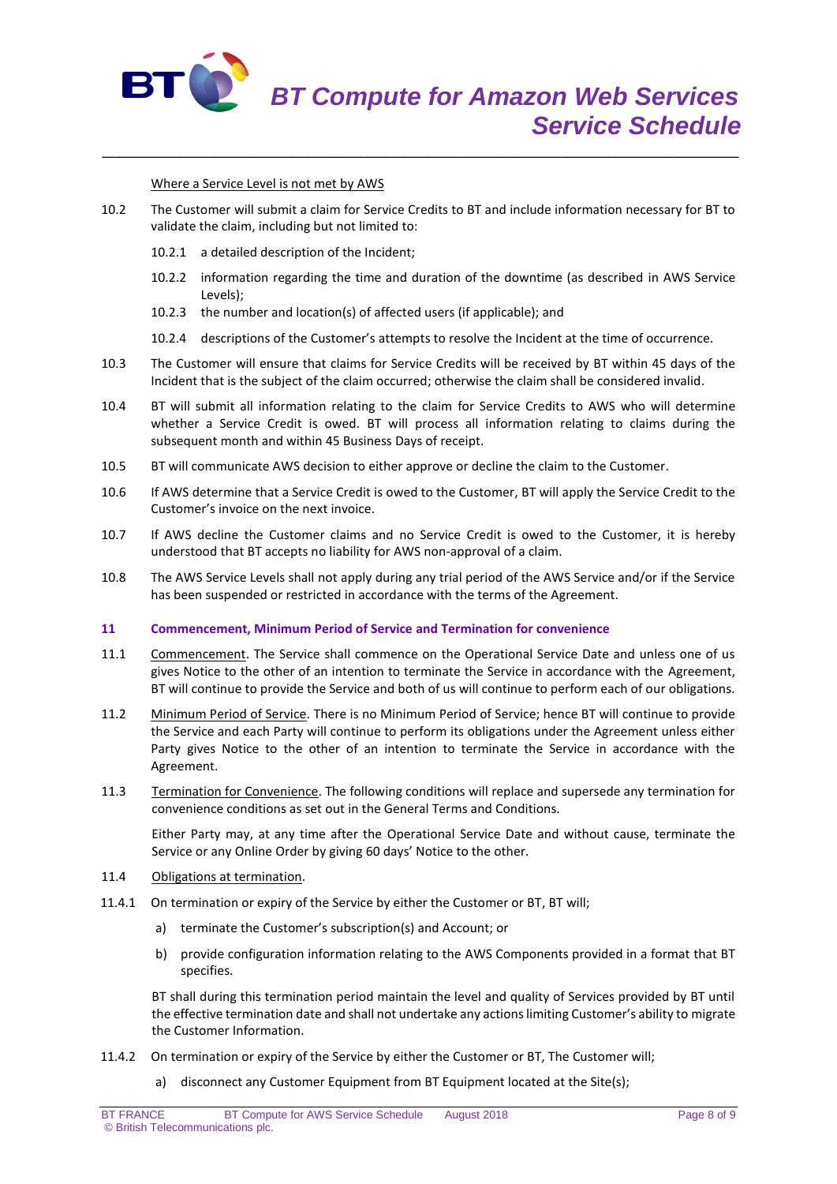Where a Service Level is not met by AWS

10.2 The Customer will submit a claim for Service Credits to BT and include information necessary for BT to validate the claim, including but not limited to:

10.2.1 a detailed description of the Incident;

10.2.2 information regarding the time and duration of the downtime (as described in AWS Service Levels);

10.2.3 the number and location(s) of affected users (if applicable); and

10.2.4 descriptions of the Customer's attempts to resolve the Incident at the time of occurrence.

10.3 The Customer will ensure that claims for Service Credits will be received by BT within 45 days of the Incident that is the subject of the claim occurred; otherwise the claim shall be considered invalid.

10.4 BT will submit all information relating to the claim for Service Credits to AWS who will determine whether a Service Credit is owed. BT will process all information relating to claims during the subsequent month and within 45 Business Days of receipt.

10.5 BT will communicate AWS decision to either approve or decline the claim to the Customer.

10.6 If AWS determine that a Service Credit is owed to the Customer, BT will apply the Service Credit to the Customer's invoice on the next invoice.

10.7 If AWS decline the Customer claims and no Service Credit is owed to the Customer, it is hereby understood that BT accepts no liability for AWS non-approval of a claim.

10.8 The AWS Service Levels shall not apply during any trial period of the AWS Service and/or if the Service has been suspended or restricted in accordance with the terms of the Agreement.

## 11 Commencement, Minimum Period of Service and Termination for convenience

11.1 Commencement. The Service shall commence on the Operational Service Date and unless one of us gives Notice to the other of an intention to terminate the Service in accordance with the Agreement, BT will continue to provide the Service and both of us will continue to perform each of our obligations.

11.2 Minimum Period of Service. There is no Minimum Period of Service; hence BT will continue to provide the Service and each Party will continue to perform its obligations under the Agreement unless either Party gives Notice to the other of an intention to terminate the Service in accordance with the Agreement.

11.3 Termination for Convenience. The following conditions will replace and supersede any termination for convenience conditions as set out in the General Terms and Conditions.

Either Party may, at any time after the Operational Service Date and without cause, terminate the Service or any Online Order by giving 60 days' Notice to the other.

11.4 Obligations at termination.

11.4.1 On termination or expiry of the Service by either the Customer or BT, BT will;

a) terminate the Customer's subscription(s) and Account; or

b) provide configuration information relating to the AWS Components provided in a format that BT specifies.

BT shall during this termination period maintain the level and quality of Services provided by BT until the effective termination date and shall not undertake any actions limiting Customer's ability to migrate the Customer Information.

11.4.2 On termination or expiry of the Service by either the Customer or BT, The Customer will;

a) disconnect any Customer Equipment from BT Equipment located at the Site(s);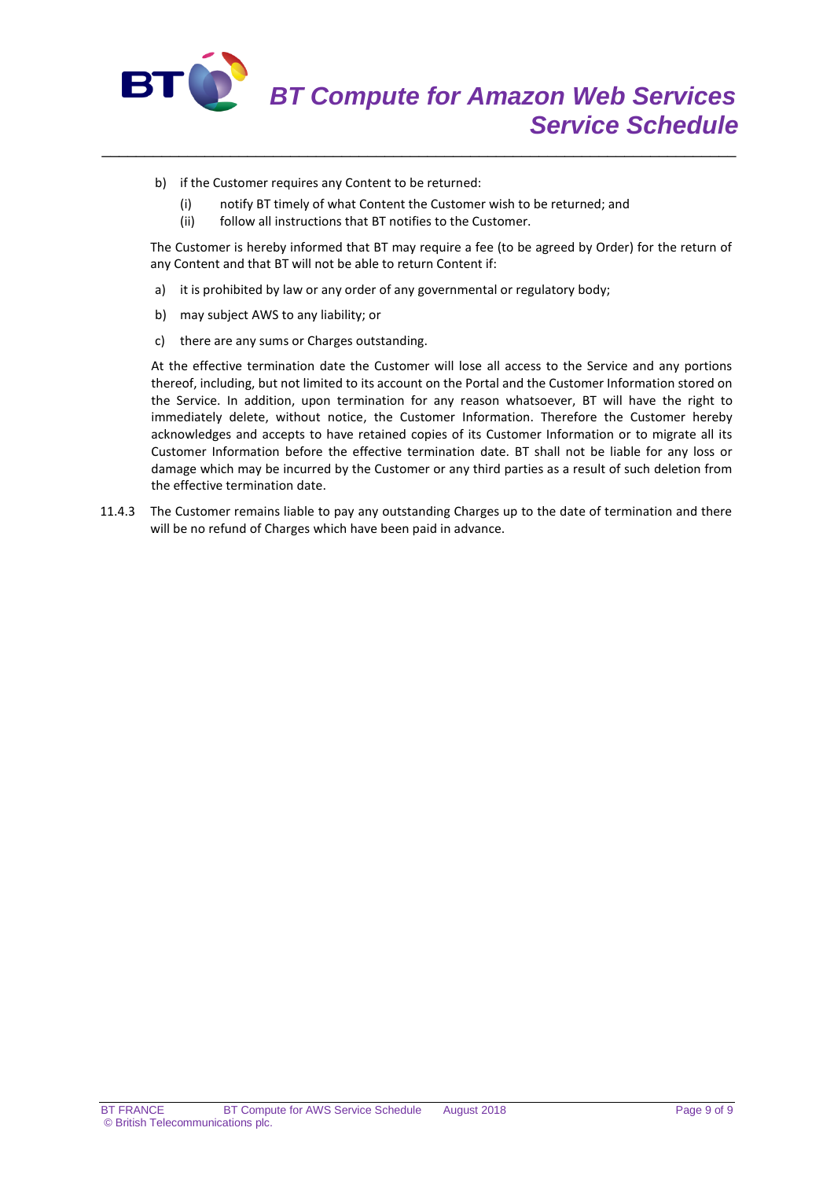b) if the Customer requires any Content to be returned:

   (i) notify BT timely of what Content the Customer wish to be returned; and

   (ii) follow all instructions that BT notifies to the Customer.

The Customer is hereby informed that BT may require a fee (to be agreed by Order) for the return of any Content and that BT will not be able to return Content if:

a) it is prohibited by law or any order of any governmental or regulatory body;

b) may subject AWS to any liability; or

c) there are any sums or Charges outstanding.

At the effective termination date the Customer will lose all access to the Service and any portions thereof, including, but not limited to its account on the Portal and the Customer Information stored on the Service. In addition, upon termination for any reason whatsoever, BT will have the right to immediately delete, without notice, the Customer Information. Therefore the Customer hereby acknowledges and accepts to have retained copies of its Customer Information or to migrate all its Customer Information before the effective termination date. BT shall not be liable for any loss or damage which may be incurred by the Customer or any third parties as a result of such deletion from the effective termination date.

11.4.3 The Customer remains liable to pay any outstanding Charges up to the date of termination and there will be no refund of Charges which have been paid in advance.